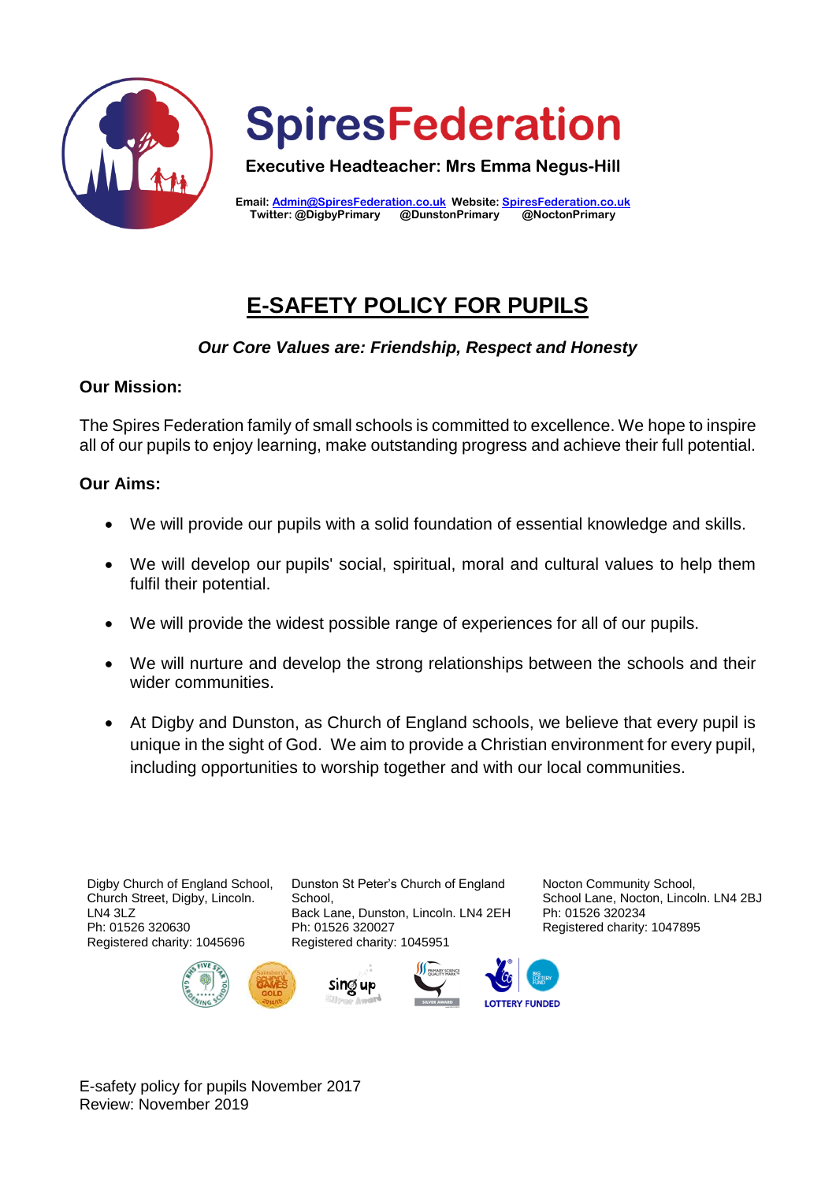# SpiresFederation

**Executive Headteacher: Mrs Emma Negus-Hill**

**Email: Admin@SpiresFederation.co.uk Website: SpiresFederation.co.uk**
**Twitter: @DigbyPrimary @DunstonPrimary @NoctonPrimary**

## E-SAFETY POLICY FOR PUPILS

***Our Core Values are: Friendship, Respect and Honesty***

**Our Mission:**

The Spires Federation family of small schools is committed to excellence. We hope to inspire all of our pupils to enjoy learning, make outstanding progress and achieve their full potential.

**Our Aims:**

- We will provide our pupils with a solid foundation of essential knowledge and skills.
- We will develop our pupils' social, spiritual, moral and cultural values to help them fulfil their potential.
- We will provide the widest possible range of experiences for all of our pupils.
- We will nurture and develop the strong relationships between the schools and their wider communities.
- At Digby and Dunston, as Church of England schools, we believe that every pupil is unique in the sight of God. We aim to provide a Christian environment for every pupil, including opportunities to worship together and with our local communities.

Digby Church of England School, Church Street, Digby, Lincoln. LN4 3LZ
Ph: 01526 320630
Registered charity: 1045696

Dunston St Peter's Church of England School, Back Lane, Dunston, Lincoln. LN4 2EH
Ph: 01526 320027
Registered charity: 1045951

Nocton Community School, School Lane, Nocton, Lincoln. LN4 2BJ
Ph: 01526 320234
Registered charity: 1047895

E-safety policy for pupils November 2017
Review: November 2019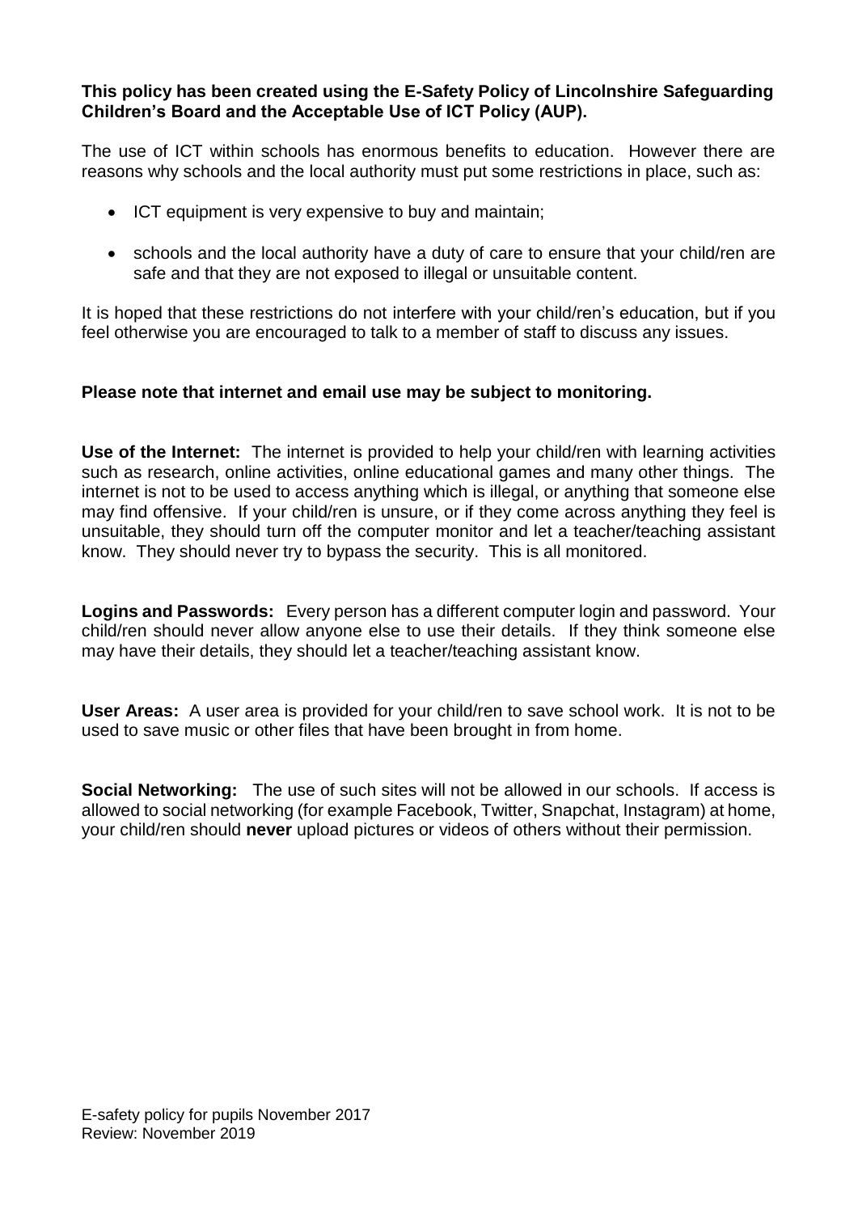**This policy has been created using the E-Safety Policy of Lincolnshire Safeguarding Children's Board and the Acceptable Use of ICT Policy (AUP).**

The use of ICT within schools has enormous benefits to education. However there are reasons why schools and the local authority must put some restrictions in place, such as:

- ICT equipment is very expensive to buy and maintain;
- schools and the local authority have a duty of care to ensure that your child/ren are safe and that they are not exposed to illegal or unsuitable content.

It is hoped that these restrictions do not interfere with your child/ren's education, but if you feel otherwise you are encouraged to talk to a member of staff to discuss any issues.

**Please note that internet and email use may be subject to monitoring.**

**Use of the Internet:** The internet is provided to help your child/ren with learning activities such as research, online activities, online educational games and many other things. The internet is not to be used to access anything which is illegal, or anything that someone else may find offensive. If your child/ren is unsure, or if they come across anything they feel is unsuitable, they should turn off the computer monitor and let a teacher/teaching assistant know. They should never try to bypass the security. This is all monitored.

**Logins and Passwords:** Every person has a different computer login and password. Your child/ren should never allow anyone else to use their details. If they think someone else may have their details, they should let a teacher/teaching assistant know.

**User Areas:** A user area is provided for your child/ren to save school work. It is not to be used to save music or other files that have been brought in from home.

**Social Networking:** The use of such sites will not be allowed in our schools. If access is allowed to social networking (for example Facebook, Twitter, Snapchat, Instagram) at home, your child/ren should **never** upload pictures or videos of others without their permission.

E-safety policy for pupils November 2017
Review: November 2019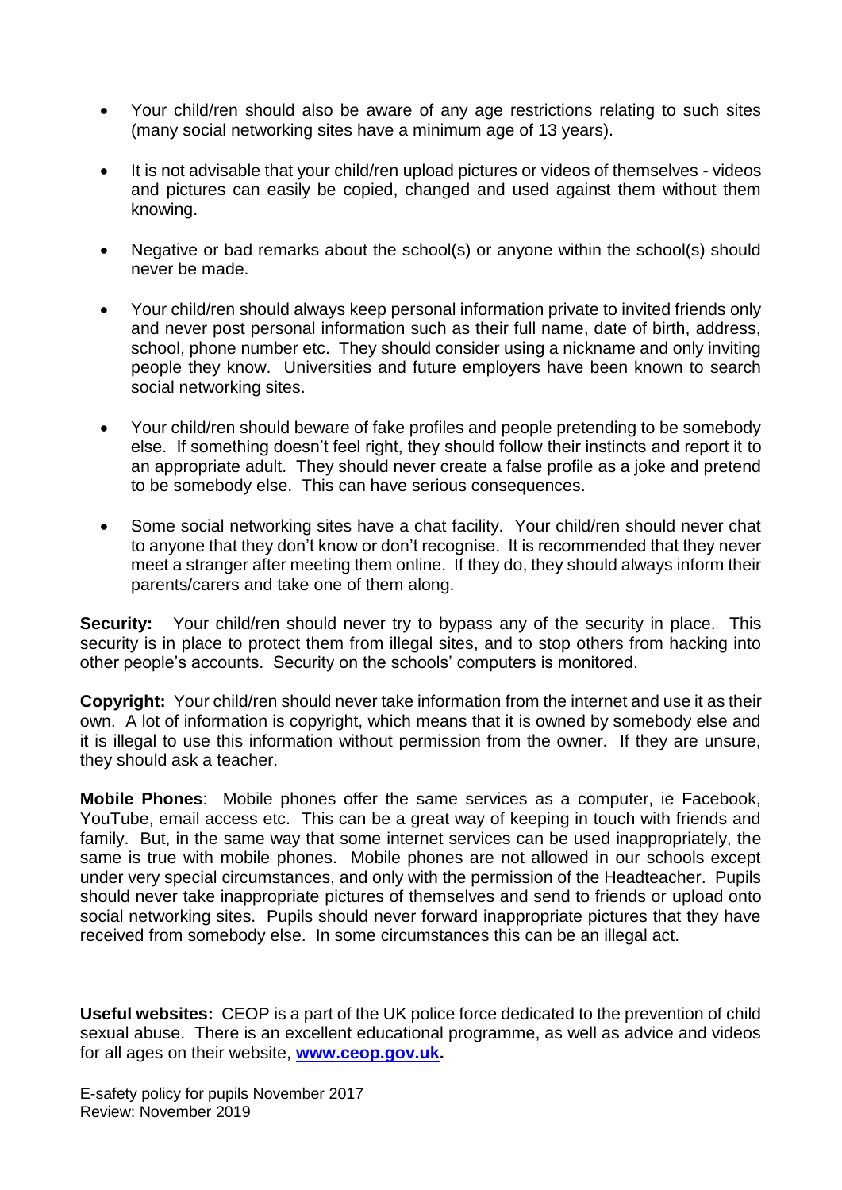- Your child/ren should also be aware of any age restrictions relating to such sites (many social networking sites have a minimum age of 13 years).
- It is not advisable that your child/ren upload pictures or videos of themselves - videos and pictures can easily be copied, changed and used against them without them knowing.
- Negative or bad remarks about the school(s) or anyone within the school(s) should never be made.
- Your child/ren should always keep personal information private to invited friends only and never post personal information such as their full name, date of birth, address, school, phone number etc. They should consider using a nickname and only inviting people they know. Universities and future employers have been known to search social networking sites.
- Your child/ren should beware of fake profiles and people pretending to be somebody else. If something doesn't feel right, they should follow their instincts and report it to an appropriate adult. They should never create a false profile as a joke and pretend to be somebody else. This can have serious consequences.
- Some social networking sites have a chat facility. Your child/ren should never chat to anyone that they don't know or don't recognise. It is recommended that they never meet a stranger after meeting them online. If they do, they should always inform their parents/carers and take one of them along.

**Security:** Your child/ren should never try to bypass any of the security in place. This security is in place to protect them from illegal sites, and to stop others from hacking into other people's accounts. Security on the schools' computers is monitored.

**Copyright:** Your child/ren should never take information from the internet and use it as their own. A lot of information is copyright, which means that it is owned by somebody else and it is illegal to use this information without permission from the owner. If they are unsure, they should ask a teacher.

**Mobile Phones**: Mobile phones offer the same services as a computer, ie Facebook, YouTube, email access etc. This can be a great way of keeping in touch with friends and family. But, in the same way that some internet services can be used inappropriately, the same is true with mobile phones. Mobile phones are not allowed in our schools except under very special circumstances, and only with the permission of the Headteacher. Pupils should never take inappropriate pictures of themselves and send to friends or upload onto social networking sites. Pupils should never forward inappropriate pictures that they have received from somebody else. In some circumstances this can be an illegal act.

**Useful websites:** CEOP is a part of the UK police force dedicated to the prevention of child sexual abuse. There is an excellent educational programme, as well as advice and videos for all ages on their website, **www.ceop.gov.uk.**

E-safety policy for pupils November 2017
Review: November 2019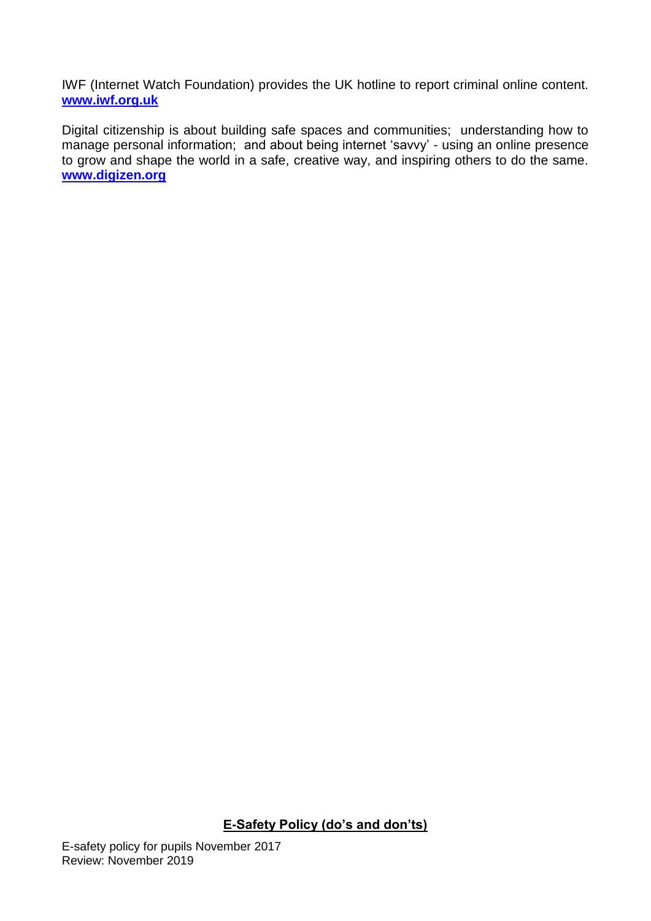IWF (Internet Watch Foundation) provides the UK hotline to report criminal online content.
**www.iwf.org.uk**

Digital citizenship is about building safe spaces and communities; understanding how to manage personal information; and about being internet 'savvy' - using an online presence to grow and shape the world in a safe, creative way, and inspiring others to do the same.
**www.digizen.org**

## E-Safety Policy (do's and don'ts)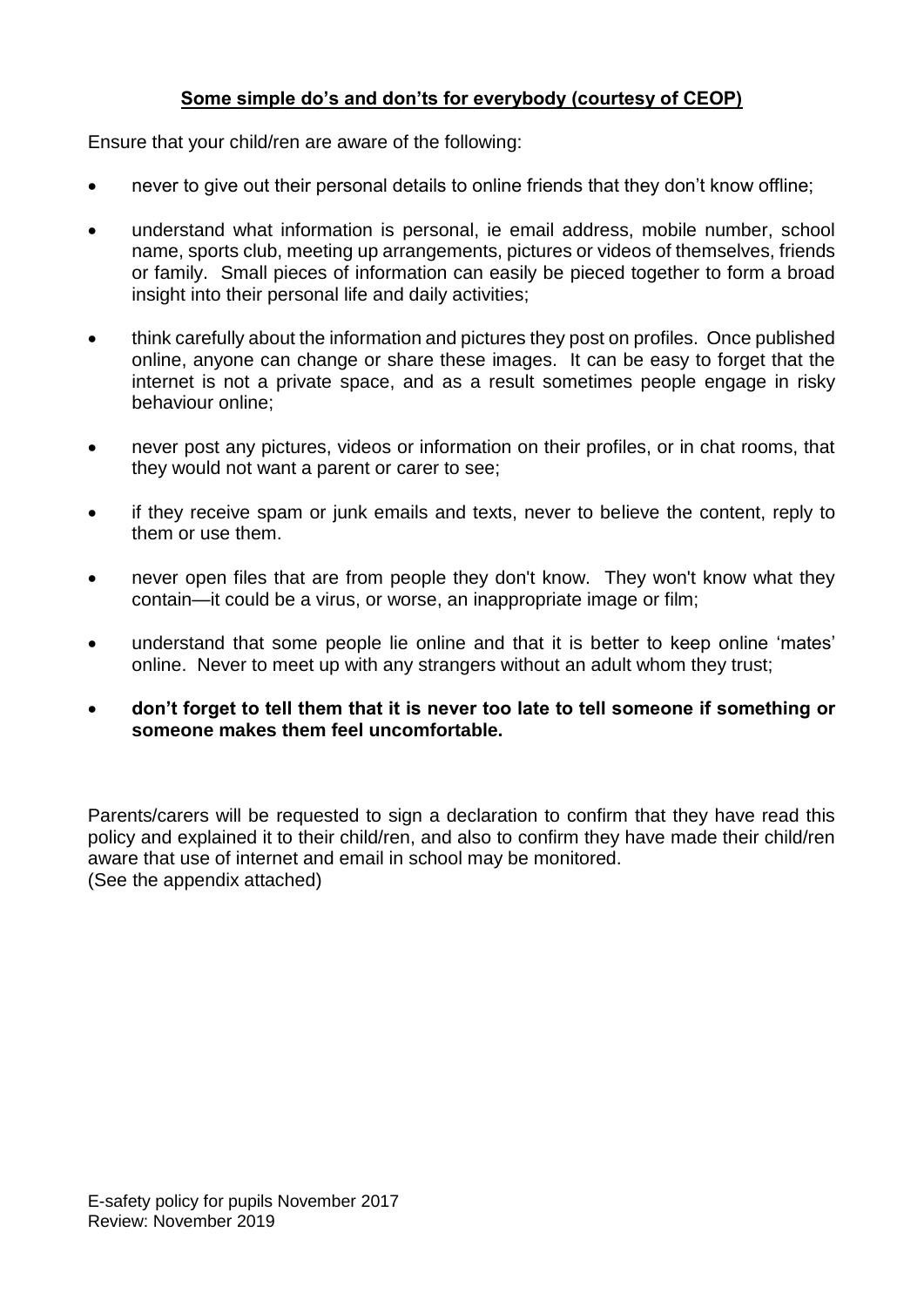**Some simple do's and don'ts for everybody (courtesy of CEOP)**

Ensure that your child/ren are aware of the following:

- never to give out their personal details to online friends that they don't know offline;
- understand what information is personal, ie email address, mobile number, school name, sports club, meeting up arrangements, pictures or videos of themselves, friends or family. Small pieces of information can easily be pieced together to form a broad insight into their personal life and daily activities;
- think carefully about the information and pictures they post on profiles. Once published online, anyone can change or share these images. It can be easy to forget that the internet is not a private space, and as a result sometimes people engage in risky behaviour online;
- never post any pictures, videos or information on their profiles, or in chat rooms, that they would not want a parent or carer to see;
- if they receive spam or junk emails and texts, never to believe the content, reply to them or use them.
- never open files that are from people they don't know. They won't know what they contain—it could be a virus, or worse, an inappropriate image or film;
- understand that some people lie online and that it is better to keep online 'mates' online. Never to meet up with any strangers without an adult whom they trust;
- **don't forget to tell them that it is never too late to tell someone if something or someone makes them feel uncomfortable.**

Parents/carers will be requested to sign a declaration to confirm that they have read this policy and explained it to their child/ren, and also to confirm they have made their child/ren aware that use of internet and email in school may be monitored.
(See the appendix attached)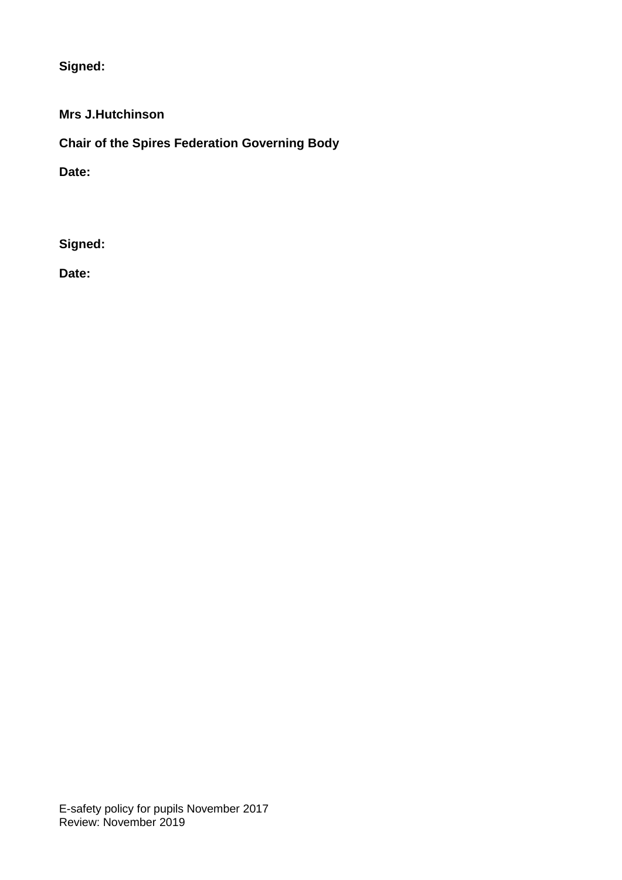**Signed:**

**Mrs J.Hutchinson**

**Chair of the Spires Federation Governing Body**

**Date:**

**Signed:**

**Date:**

E-safety policy for pupils November 2017
Review: November 2019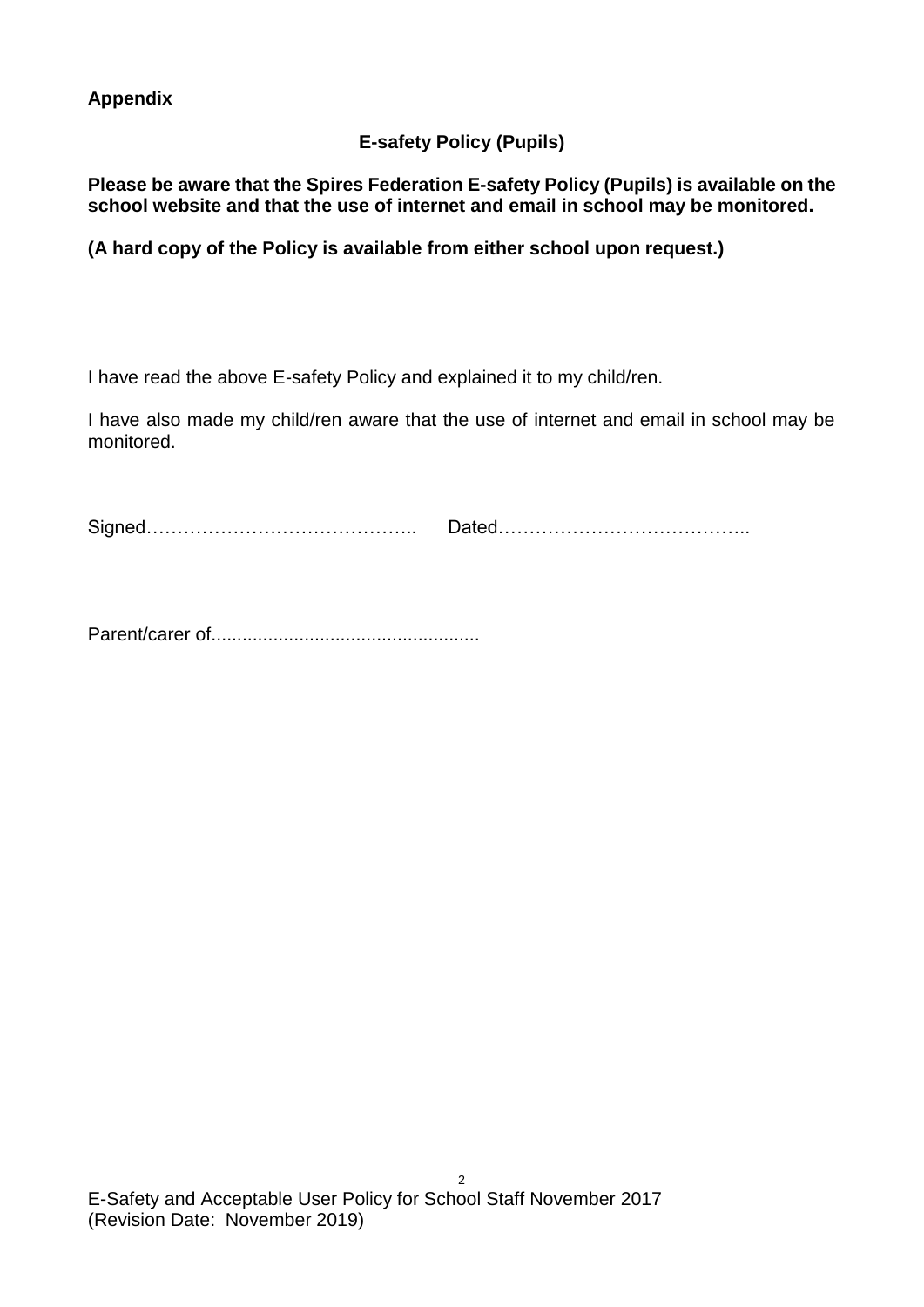**Appendix**

## E-safety Policy (Pupils)

**Please be aware that the Spires Federation E-safety Policy (Pupils) is available on the school website and that the use of internet and email in school may be monitored.**

**(A hard copy of the Policy is available from either school upon request.)**

I have read the above E-safety Policy and explained it to my child/ren.

I have also made my child/ren aware that the use of internet and email in school may be monitored.

Signed…………………………………….. Dated…………………………………..

Parent/carer of..................................................